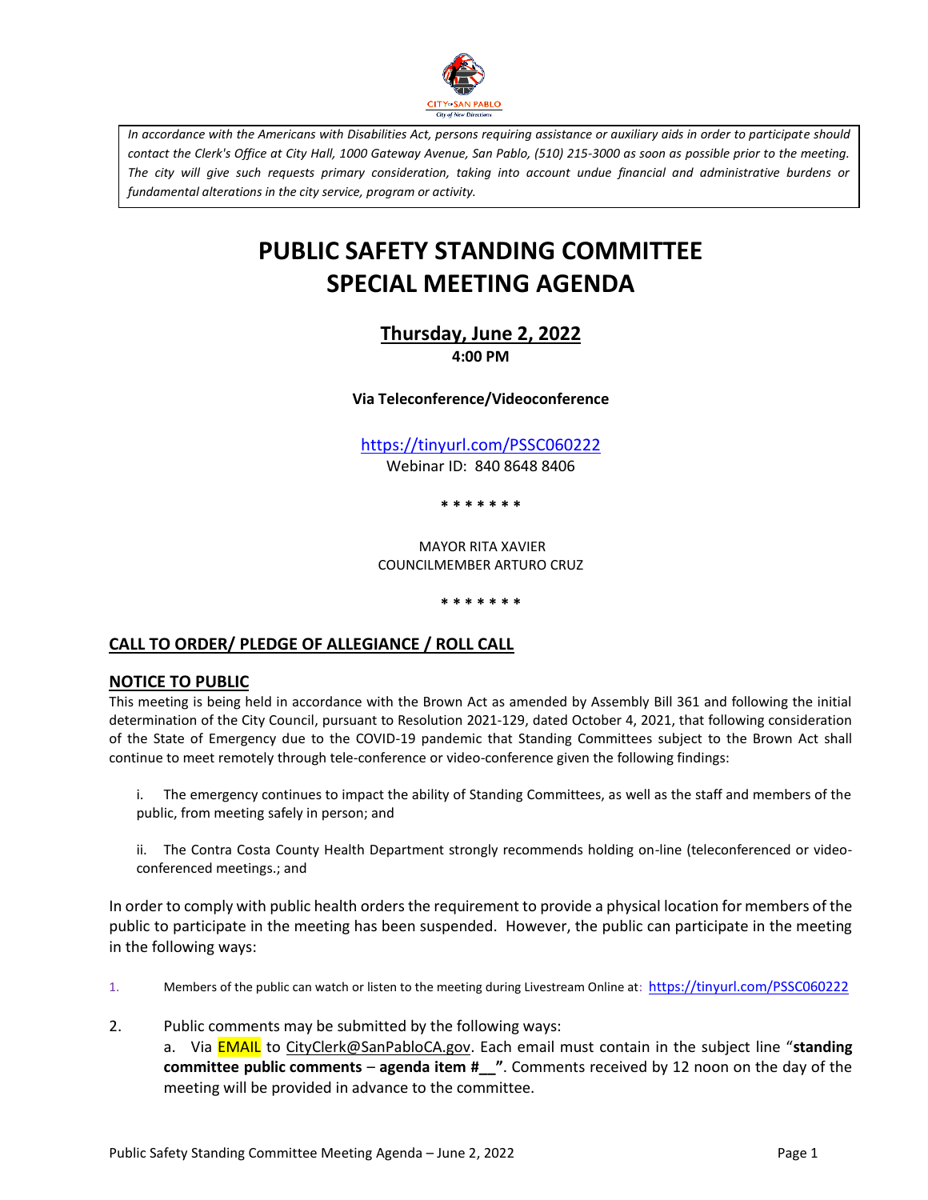*In accordance with the Americans with Disabilities Act, persons requiring assistance or auxiliary aids in order to participate should contact the Clerk's Office at City Hall, 1000 Gateway Avenue, San Pablo, (510) 215-3000 as soon as possible prior to the meeting. The city will give such requests primary consideration, taking into account undue financial and administrative burdens or fundamental alterations in the city service, program or activity.*

# PUBLIC SAFETY STANDING COMMITTEE SPECIAL MEETING AGENDA

## Thursday, June 2, 2022

**4:00 PM**

**Via Teleconference/Videoconference**

https://tinyurl.com/PSSC060222

Webinar ID: 840 8648 8406

**\* \* \* \* \* \* \***

MAYOR RITA XAVIER

COUNCILMEMBER ARTURO CRUZ

**\* \* \* \* \* \* \***

## CALL TO ORDER/ PLEDGE OF ALLEGIANCE / ROLL CALL

## NOTICE TO PUBLIC

This meeting is being held in accordance with the Brown Act as amended by Assembly Bill 361 and following the initial determination of the City Council, pursuant to Resolution 2021-129, dated October 4, 2021, that following consideration of the State of Emergency due to the COVID-19 pandemic that Standing Committees subject to the Brown Act shall continue to meet remotely through tele-conference or video-conference given the following findings:

i. The emergency continues to impact the ability of Standing Committees, as well as the staff and members of the public, from meeting safely in person; and

ii. The Contra Costa County Health Department strongly recommends holding on-line (teleconferenced or video-conferenced meetings.; and

In order to comply with public health orders the requirement to provide a physical location for members of the public to participate in the meeting has been suspended. However, the public can participate in the meeting in the following ways:

1. Members of the public can watch or listen to the meeting during Livestream Online at: https://tinyurl.com/PSSC060222
2. Public comments may be submitted by the following ways:

   a. Via EMAIL to CityClerk@SanPabloCA.gov. Each email must contain in the subject line "**standing committee public comments** – **agenda item #__"**. Comments received by 12 noon on the day of the meeting will be provided in advance to the committee.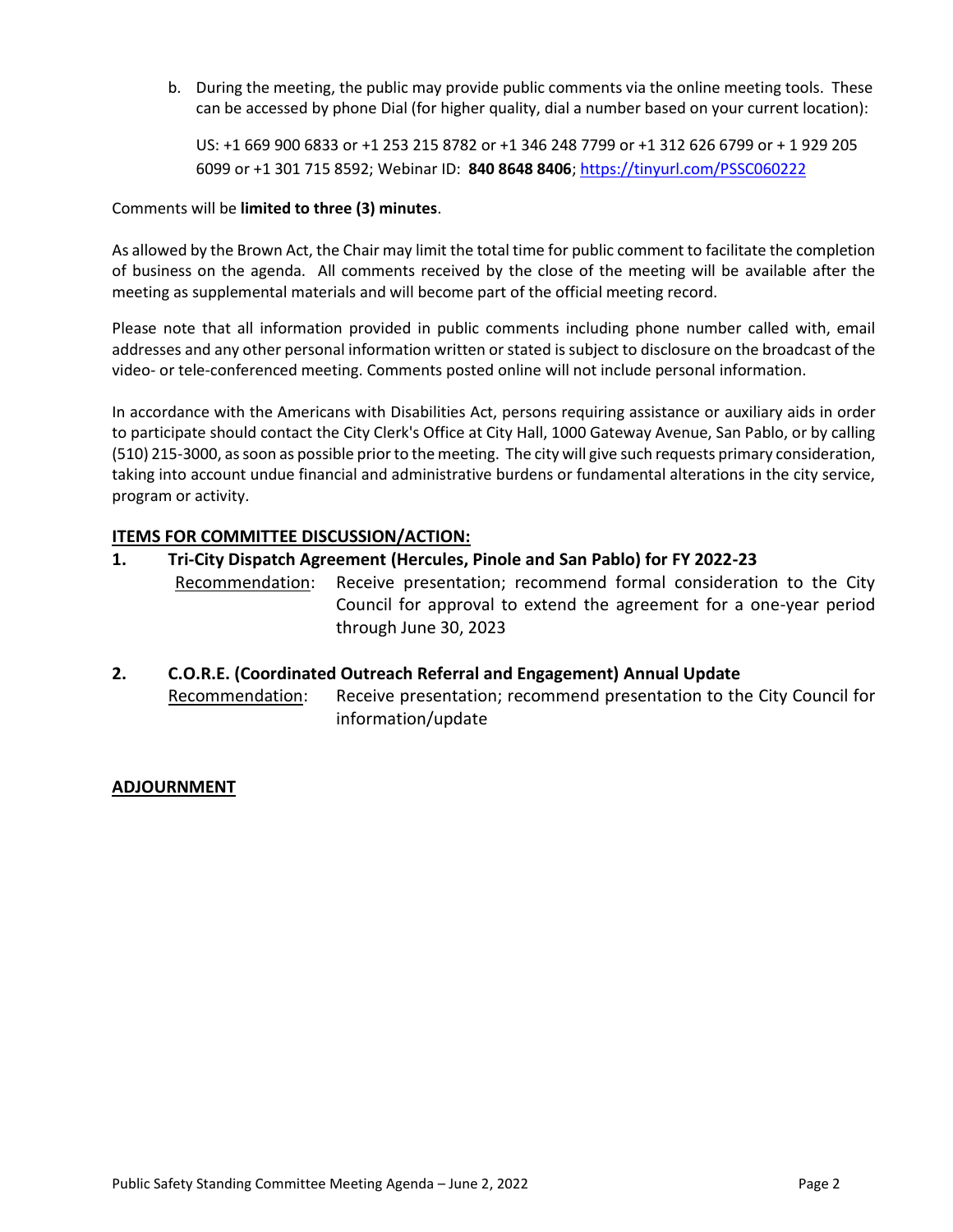b. During the meeting, the public may provide public comments via the online meeting tools. These can be accessed by phone Dial (for higher quality, dial a number based on your current location):

   US: +1 669 900 6833 or +1 253 215 8782 or +1 346 248 7799 or +1 312 626 6799 or + 1 929 205 6099 or +1 301 715 8592; Webinar ID: **840 8648 8406**; https://tinyurl.com/PSSC060222

Comments will be **limited to three (3) minutes**.

As allowed by the Brown Act, the Chair may limit the total time for public comment to facilitate the completion of business on the agenda. All comments received by the close of the meeting will be available after the meeting as supplemental materials and will become part of the official meeting record.

Please note that all information provided in public comments including phone number called with, email addresses and any other personal information written or stated is subject to disclosure on the broadcast of the video- or tele-conferenced meeting. Comments posted online will not include personal information.

In accordance with the Americans with Disabilities Act, persons requiring assistance or auxiliary aids in order to participate should contact the City Clerk's Office at City Hall, 1000 Gateway Avenue, San Pablo, or by calling (510) 215-3000, as soon as possible prior to the meeting. The city will give such requests primary consideration, taking into account undue financial and administrative burdens or fundamental alterations in the city service, program or activity.

## ITEMS FOR COMMITTEE DISCUSSION/ACTION:

**1. Tri-City Dispatch Agreement (Hercules, Pinole and San Pablo) for FY 2022-23**

Recommendation: Receive presentation; recommend formal consideration to the City Council for approval to extend the agreement for a one-year period through June 30, 2023

**2. C.O.R.E. (Coordinated Outreach Referral and Engagement) Annual Update**

Recommendation: Receive presentation; recommend presentation to the City Council for information/update

## ADJOURNMENT